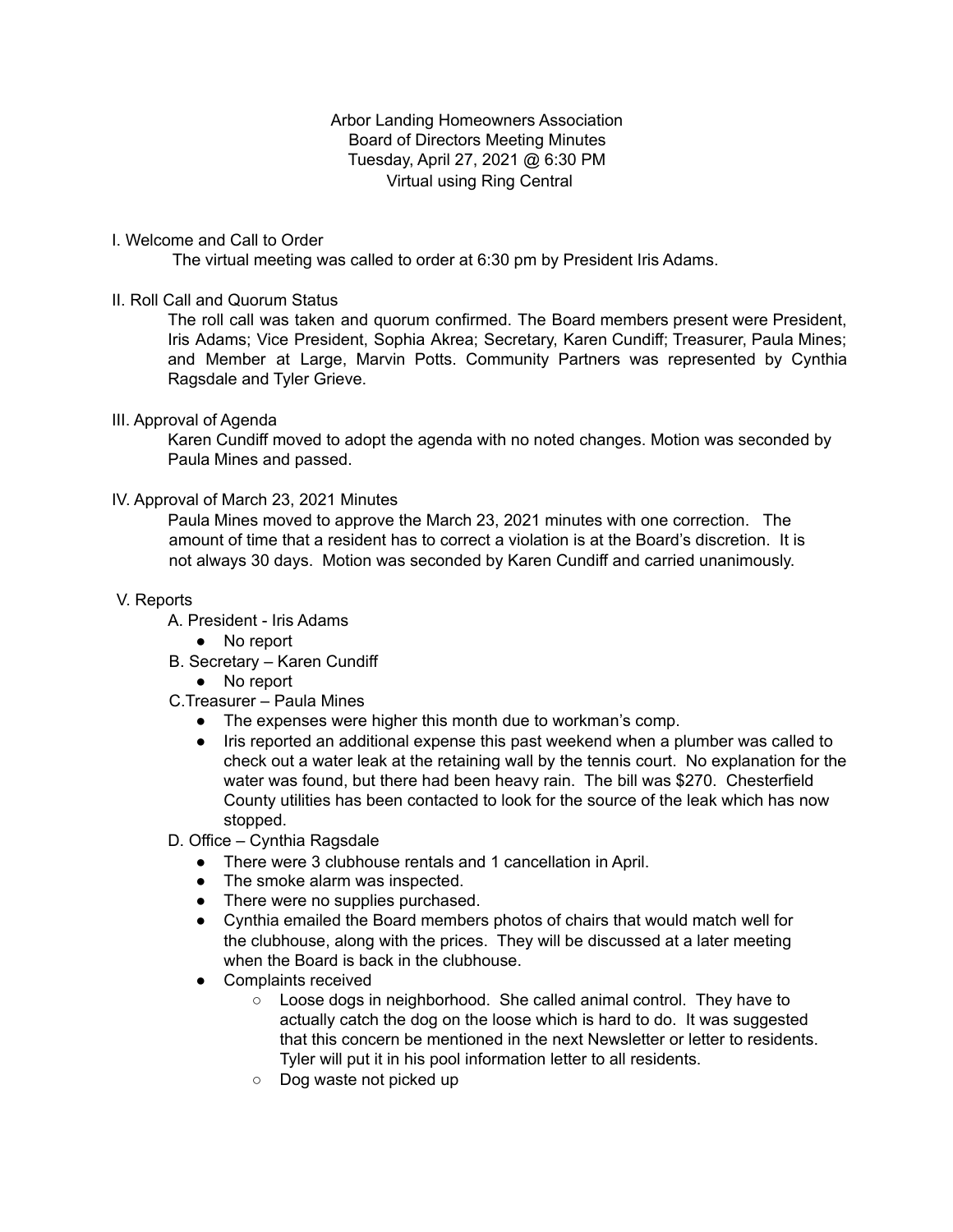Arbor Landing Homeowners Association
Board of Directors Meeting Minutes
Tuesday, April 27, 2021 @ 6:30 PM
Virtual using Ring Central

## I. Welcome and Call to Order

The virtual meeting was called to order at 6:30 pm by President Iris Adams.

## II. Roll Call and Quorum Status

The roll call was taken and quorum confirmed. The Board members present were President, Iris Adams; Vice President, Sophia Akrea; Secretary, Karen Cundiff; Treasurer, Paula Mines; and Member at Large, Marvin Potts. Community Partners was represented by Cynthia Ragsdale and Tyler Grieve.

## III. Approval of Agenda

Karen Cundiff moved to adopt the agenda with no noted changes. Motion was seconded by Paula Mines and passed.

## IV. Approval of March 23, 2021 Minutes

Paula Mines moved to approve the March 23, 2021 minutes with one correction. The amount of time that a resident has to correct a violation is at the Board's discretion. It is not always 30 days. Motion was seconded by Karen Cundiff and carried unanimously.

## V. Reports

A. President - Iris Adams
- No report

B. Secretary – Karen Cundiff
- No report

C. Treasurer – Paula Mines
- The expenses were higher this month due to workman's comp.
- Iris reported an additional expense this past weekend when a plumber was called to check out a water leak at the retaining wall by the tennis court. No explanation for the water was found, but there had been heavy rain. The bill was $270. Chesterfield County utilities has been contacted to look for the source of the leak which has now stopped.

D. Office – Cynthia Ragsdale
- There were 3 clubhouse rentals and 1 cancellation in April.
- The smoke alarm was inspected.
- There were no supplies purchased.
- Cynthia emailed the Board members photos of chairs that would match well for the clubhouse, along with the prices. They will be discussed at a later meeting when the Board is back in the clubhouse.
- Complaints received
  - Loose dogs in neighborhood. She called animal control. They have to actually catch the dog on the loose which is hard to do. It was suggested that this concern be mentioned in the next Newsletter or letter to residents. Tyler will put it in his pool information letter to all residents.
  - Dog waste not picked up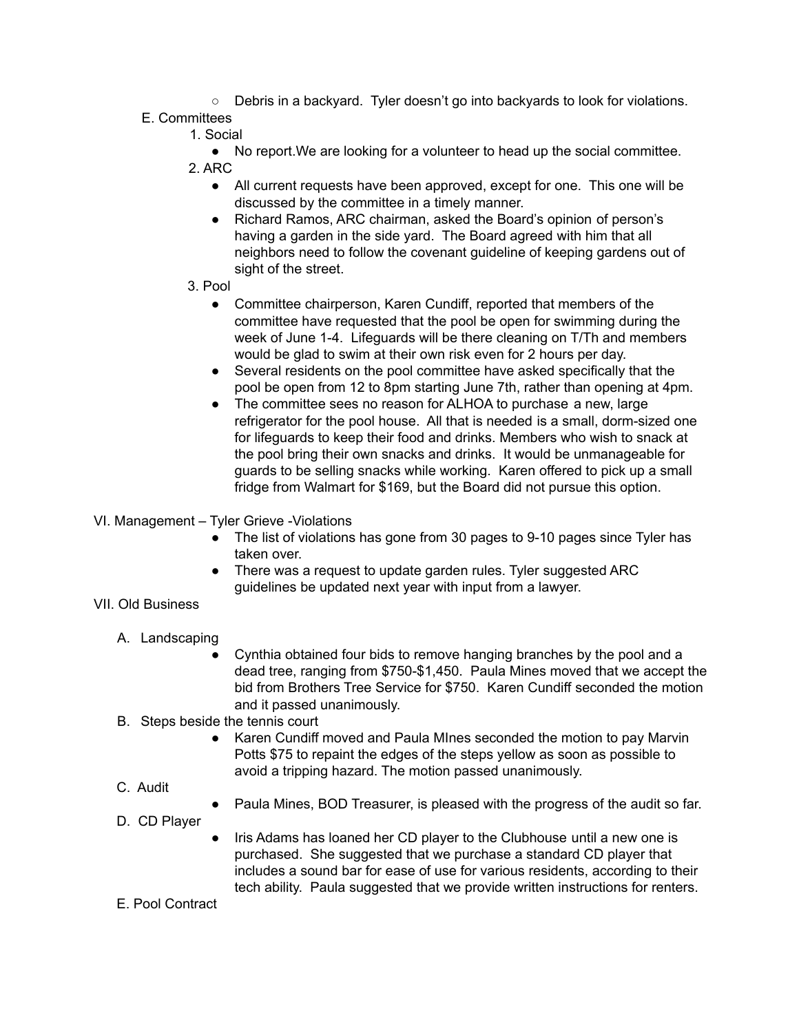- Debris in a backyard. Tyler doesn't go into backyards to look for violations.

E. Committees

1. Social
   - No report.We are looking for a volunteer to head up the social committee.
2. ARC
   - All current requests have been approved, except for one. This one will be discussed by the committee in a timely manner.
   - Richard Ramos, ARC chairman, asked the Board's opinion of person's having a garden in the side yard. The Board agreed with him that all neighbors need to follow the covenant guideline of keeping gardens out of sight of the street.
3. Pool
   - Committee chairperson, Karen Cundiff, reported that members of the committee have requested that the pool be open for swimming during the week of June 1-4. Lifeguards will be there cleaning on T/Th and members would be glad to swim at their own risk even for 2 hours per day.
   - Several residents on the pool committee have asked specifically that the pool be open from 12 to 8pm starting June 7th, rather than opening at 4pm.
   - The committee sees no reason for ALHOA to purchase a new, large refrigerator for the pool house. All that is needed is a small, dorm-sized one for lifeguards to keep their food and drinks. Members who wish to snack at the pool bring their own snacks and drinks. It would be unmanageable for guards to be selling snacks while working. Karen offered to pick up a small fridge from Walmart for $169, but the Board did not pursue this option.

VI. Management – Tyler Grieve -Violations

- The list of violations has gone from 30 pages to 9-10 pages since Tyler has taken over.
- There was a request to update garden rules. Tyler suggested ARC guidelines be updated next year with input from a lawyer.

VII. Old Business

A. Landscaping

- Cynthia obtained four bids to remove hanging branches by the pool and a dead tree, ranging from $750-$1,450. Paula Mines moved that we accept the bid from Brothers Tree Service for $750. Karen Cundiff seconded the motion and it passed unanimously.

B. Steps beside the tennis court

- Karen Cundiff moved and Paula MInes seconded the motion to pay Marvin Potts $75 to repaint the edges of the steps yellow as soon as possible to avoid a tripping hazard. The motion passed unanimously.

C. Audit

- Paula Mines, BOD Treasurer, is pleased with the progress of the audit so far.

D. CD Player

- Iris Adams has loaned her CD player to the Clubhouse until a new one is purchased. She suggested that we purchase a standard CD player that includes a sound bar for ease of use for various residents, according to their tech ability. Paula suggested that we provide written instructions for renters.

E. Pool Contract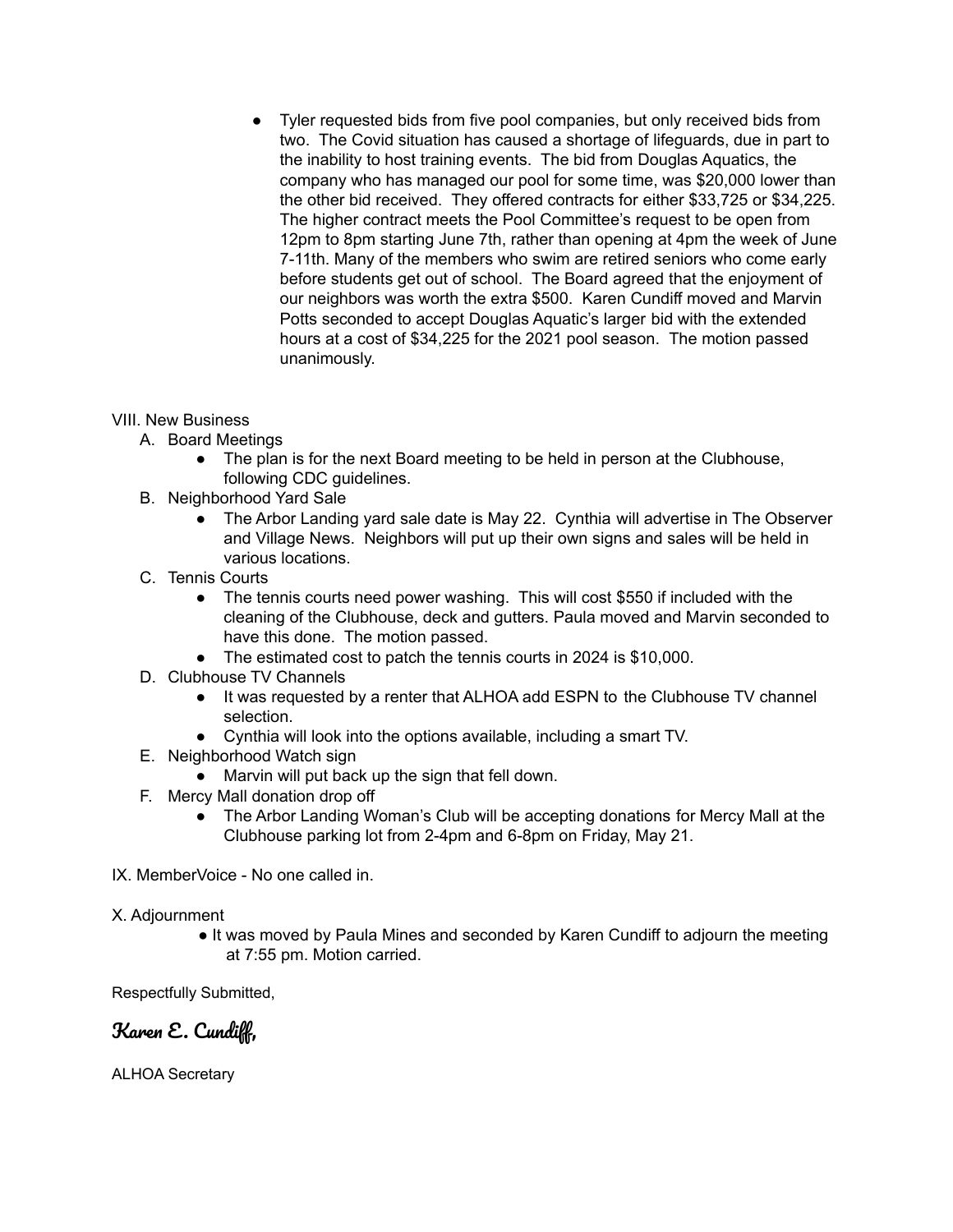- Tyler requested bids from five pool companies, but only received bids from two. The Covid situation has caused a shortage of lifeguards, due in part to the inability to host training events. The bid from Douglas Aquatics, the company who has managed our pool for some time, was $20,000 lower than the other bid received. They offered contracts for either $33,725 or $34,225. The higher contract meets the Pool Committee's request to be open from 12pm to 8pm starting June 7th, rather than opening at 4pm the week of June 7-11th. Many of the members who swim are retired seniors who come early before students get out of school. The Board agreed that the enjoyment of our neighbors was worth the extra $500. Karen Cundiff moved and Marvin Potts seconded to accept Douglas Aquatic's larger bid with the extended hours at a cost of $34,225 for the 2021 pool season. The motion passed unanimously.

VIII. New Business

A. Board Meetings
   - The plan is for the next Board meeting to be held in person at the Clubhouse, following CDC guidelines.

B. Neighborhood Yard Sale
   - The Arbor Landing yard sale date is May 22. Cynthia will advertise in The Observer and Village News. Neighbors will put up their own signs and sales will be held in various locations.

C. Tennis Courts
   - The tennis courts need power washing. This will cost $550 if included with the cleaning of the Clubhouse, deck and gutters. Paula moved and Marvin seconded to have this done. The motion passed.
   - The estimated cost to patch the tennis courts in 2024 is $10,000.

D. Clubhouse TV Channels
   - It was requested by a renter that ALHOA add ESPN to the Clubhouse TV channel selection.
   - Cynthia will look into the options available, including a smart TV.

E. Neighborhood Watch sign
   - Marvin will put back up the sign that fell down.

F. Mercy Mall donation drop off
   - The Arbor Landing Woman's Club will be accepting donations for Mercy Mall at the Clubhouse parking lot from 2-4pm and 6-8pm on Friday, May 21.

IX. MemberVoice - No one called in.

X. Adjournment
   - It was moved by Paula Mines and seconded by Karen Cundiff to adjourn the meeting at 7:55 pm. Motion carried.

Respectfully Submitted,

*Karen E. Cundiff,*

ALHOA Secretary